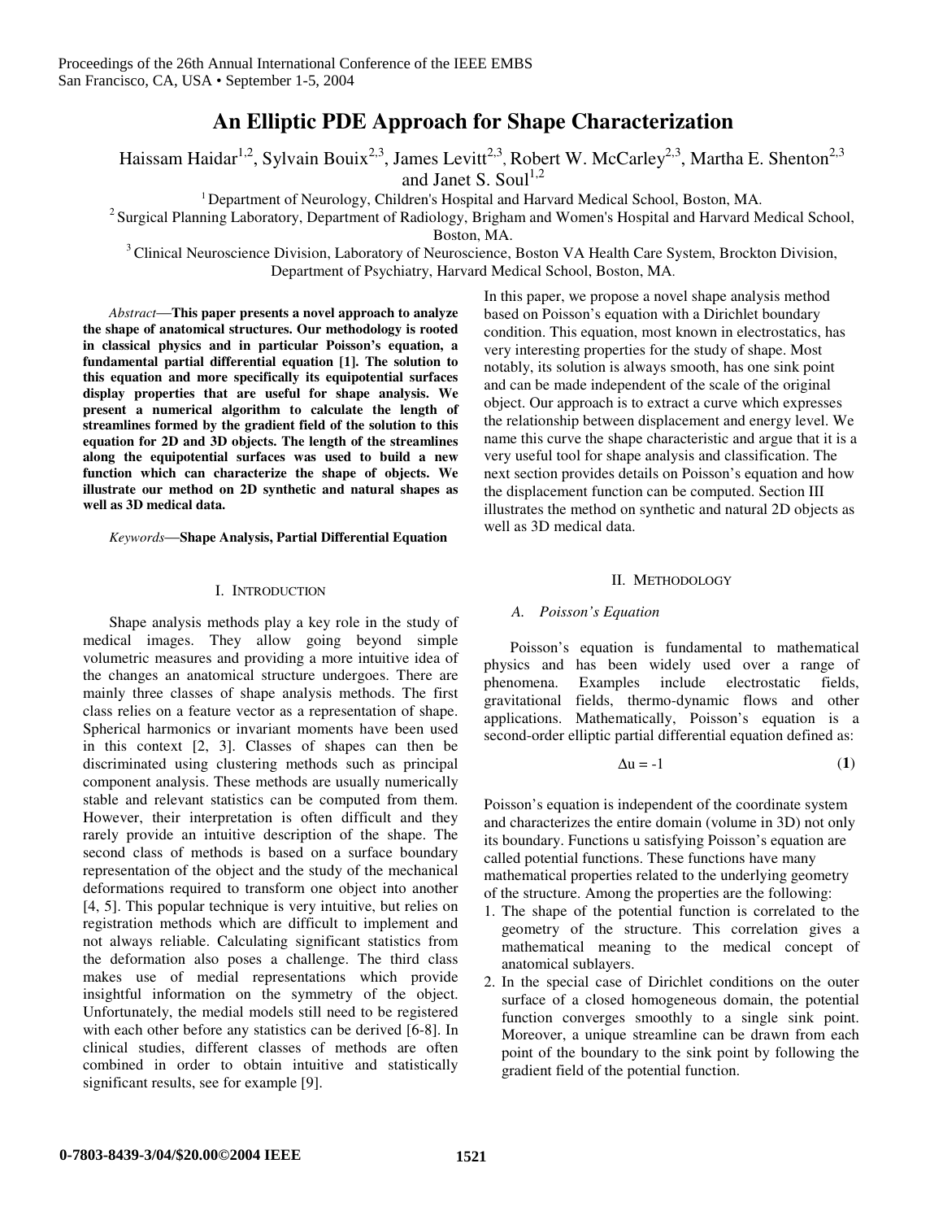# An Elliptic PDE Approach for Shape Characterization

Haissam Haidar[1,2], Sylvain Bouix[2,3], James Levitt[2,3], Robert W. McCarley[2,3], Martha E. Shenton[2,3] and Janet S. Soul[1,2]

[1] Department of Neurology, Children's Hospital and Harvard Medical School, Boston, MA.
[2] Surgical Planning Laboratory, Department of Radiology, Brigham and Women's Hospital and Harvard Medical School, Boston, MA.
[3] Clinical Neuroscience Division, Laboratory of Neuroscience, Boston VA Health Care System, Brockton Division, Department of Psychiatry, Harvard Medical School, Boston, MA.

*Abstract*—**This paper presents a novel approach to analyze the shape of anatomical structures. Our methodology is rooted in classical physics and in particular Poisson's equation, a fundamental partial differential equation [1]. The solution to this equation and more specifically its equipotential surfaces display properties that are useful for shape analysis. We present a numerical algorithm to calculate the length of streamlines formed by the gradient field of the solution to this equation for 2D and 3D objects. The length of the streamlines along the equipotential surfaces was used to build a new function which can characterize the shape of objects. We illustrate our method on 2D synthetic and natural shapes as well as 3D medical data.**

*Keywords*—**Shape Analysis, Partial Differential Equation**

## I. Introduction

Shape analysis methods play a key role in the study of medical images. They allow going beyond simple volumetric measures and providing a more intuitive idea of the changes an anatomical structure undergoes. There are mainly three classes of shape analysis methods. The first class relies on a feature vector as a representation of shape. Spherical harmonics or invariant moments have been used in this context [2, 3]. Classes of shapes can then be discriminated using clustering methods such as principal component analysis. These methods are usually numerically stable and relevant statistics can be computed from them. However, their interpretation is often difficult and they rarely provide an intuitive description of the shape. The second class of methods is based on a surface boundary representation of the object and the study of the mechanical deformations required to transform one object into another [4, 5]. This popular technique is very intuitive, but relies on registration methods which are difficult to implement and not always reliable. Calculating significant statistics from the deformation also poses a challenge. The third class makes use of medial representations which provide insightful information on the symmetry of the object. Unfortunately, the medial models still need to be registered with each other before any statistics can be derived [6-8]. In clinical studies, different classes of methods are often combined in order to obtain intuitive and statistically significant results, see for example [9].

In this paper, we propose a novel shape analysis method based on Poisson's equation with a Dirichlet boundary condition. This equation, most known in electrostatics, has very interesting properties for the study of shape. Most notably, its solution is always smooth, has one sink point and can be made independent of the scale of the original object. Our approach is to extract a curve which expresses the relationship between displacement and energy level. We name this curve the shape characteristic and argue that it is a very useful tool for shape analysis and classification. The next section provides details on Poisson's equation and how the displacement function can be computed. Section III illustrates the method on synthetic and natural 2D objects as well as 3D medical data.

## II. Methodology

### A. Poisson's Equation

Poisson's equation is fundamental to mathematical physics and has been widely used over a range of phenomena. Examples include electrostatic fields, gravitational fields, thermo-dynamic flows and other applications. Mathematically, Poisson's equation is a second-order elliptic partial differential equation defined as:

$$\Delta u = -1 \qquad (1)$$

Poisson's equation is independent of the coordinate system and characterizes the entire domain (volume in 3D) not only its boundary. Functions u satisfying Poisson's equation are called potential functions. These functions have many mathematical properties related to the underlying geometry of the structure. Among the properties are the following:

1. The shape of the potential function is correlated to the geometry of the structure. This correlation gives a mathematical meaning to the medical concept of anatomical sublayers.
2. In the special case of Dirichlet conditions on the outer surface of a closed homogeneous domain, the potential function converges smoothly to a single sink point. Moreover, a unique streamline can be drawn from each point of the boundary to the sink point by following the gradient field of the potential function.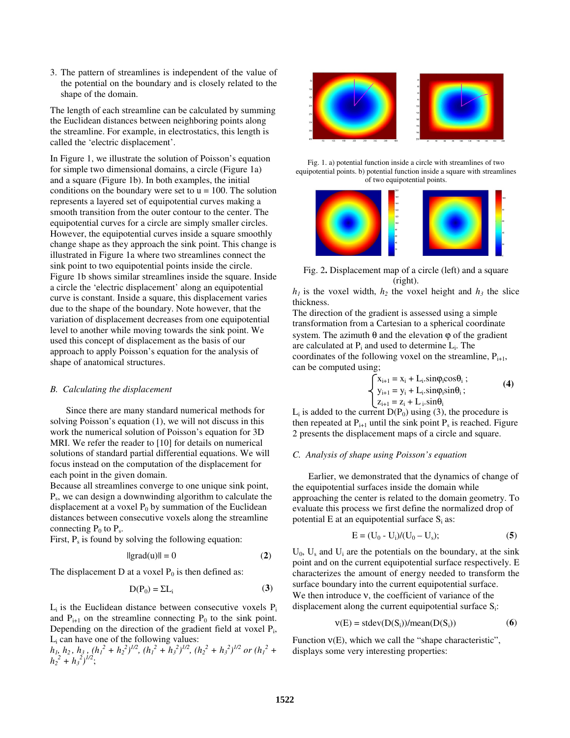3. The pattern of streamlines is independent of the value of the potential on the boundary and is closely related to the shape of the domain.

The length of each streamline can be calculated by summing the Euclidean distances between neighboring points along the streamline. For example, in electrostatics, this length is called the 'electric displacement'.

In Figure 1, we illustrate the solution of Poisson's equation for simple two dimensional domains, a circle (Figure 1a) and a square (Figure 1b). In both examples, the initial conditions on the boundary were set to u = 100. The solution represents a layered set of equipotential curves making a smooth transition from the outer contour to the center. The equipotential curves for a circle are simply smaller circles. However, the equipotential curves inside a square smoothly change shape as they approach the sink point. This change is illustrated in Figure 1a where two streamlines connect the sink point to two equipotential points inside the circle. Figure 1b shows similar streamlines inside the square. Inside a circle the 'electric displacement' along an equipotential curve is constant. Inside a square, this displacement varies due to the shape of the boundary. Note however, that the variation of displacement decreases from one equipotential level to another while moving towards the sink point. We used this concept of displacement as the basis of our approach to apply Poisson's equation for the analysis of shape of anatomical structures.

### *B. Calculating the displacement*

Since there are many standard numerical methods for solving Poisson's equation (1), we will not discuss in this work the numerical solution of Poisson's equation for 3D MRI. We refer the reader to [10] for details on numerical solutions of standard partial differential equations. We will focus instead on the computation of the displacement for each point in the given domain.

Because all streamlines converge to one unique sink point, $P_s$, we can design a downwinding algorithm to calculate the displacement at a voxel $P_0$ by summation of the Euclidean distances between consecutive voxels along the streamline connecting $P_0$ to $P_s$.

First, $P_s$ is found by solving the following equation:

$$\|\text{grad}(u)\| = 0 \qquad (2)$$

The displacement D at a voxel $P_0$ is then defined as:

$$D(P_0) = \Sigma L_i \qquad (3)$$

$L_i$ is the Euclidean distance between consecutive voxels $P_i$ and $P_{i+1}$ on the streamline connecting $P_0$ to the sink point. Depending on the direction of the gradient field at voxel $P_i$, $L_i$ can have one of the following values:

$h_1, h_2, h_3$, $(h_1^2 + h_2^2)^{1/2}$, $(h_1^2 + h_3^2)^{1/2}$, $(h_2^2 + h_3^2)^{1/2}$ or $(h_1^2 + h_2^2 + h_3^2)^{1/2}$;

Fig. 1. a) potential function inside a circle with streamlines of two equipotential points. b) potential function inside a square with streamlines of two equipotential points.

Fig. 2. Displacement map of a circle (left) and a square (right).

$h_1$ is the voxel width, $h_2$ the voxel height and $h_3$ the slice thickness.

The direction of the gradient is assessed using a simple transformation from a Cartesian to a spherical coordinate system. The azimuth θ and the elevation φ of the gradient are calculated at $P_i$ and used to determine $L_i$. The coordinates of the following voxel on the streamline, $P_{i+1}$, can be computed using;

$$\begin{cases} x_{i+1} = x_i + L_i.\sin\varphi_i\cos\theta_i \,; \\ y_{i+1} = y_i + L_i.\sin\varphi_i\sin\theta_i \,; \\ z_{i+1} = z_i + L_i.\sin\theta_i \end{cases} \qquad (4)$$

$L_i$ is added to the current $D(P_0)$ using (3), the procedure is then repeated at $P_{i+1}$ until the sink point $P_s$ is reached. Figure 2 presents the displacement maps of a circle and square.

### *C. Analysis of shape using Poisson's equation*

Earlier, we demonstrated that the dynamics of change of the equipotential surfaces inside the domain while approaching the center is related to the domain geometry. To evaluate this process we first define the normalized drop of potential E at an equipotential surface $S_i$ as:

$$E = (U_0 - U_i)/(U_0 - U_s); \qquad (5)$$

$U_0$, $U_s$ and $U_i$ are the potentials on the boundary, at the sink point and on the current equipotential surface respectively. E characterizes the amount of energy needed to transform the surface boundary into the current equipotential surface.

We then introduce ν, the coefficient of variance of the displacement along the current equipotential surface $S_i$:

$$\nu(E) = \text{stdev}(D(S_i))/\text{mean}(D(S_i)) \qquad (6)$$

Function ν(E), which we call the "shape characteristic", displays some very interesting properties: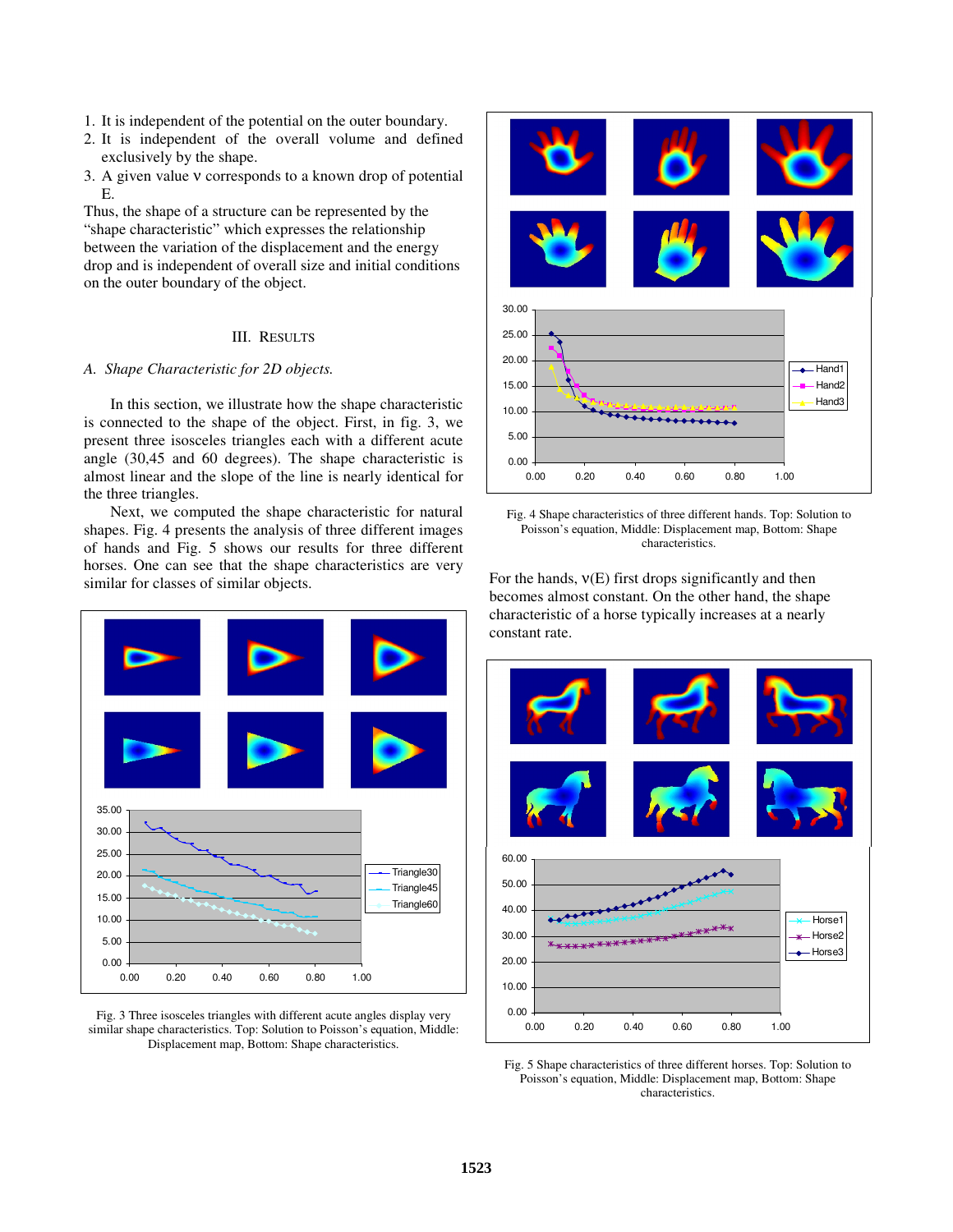1. It is independent of the potential on the outer boundary.
2. It is independent of the overall volume and defined exclusively by the shape.
3. A given value ν corresponds to a known drop of potential E.

Thus, the shape of a structure can be represented by the "shape characteristic" which expresses the relationship between the variation of the displacement and the energy drop and is independent of overall size and initial conditions on the outer boundary of the object.

## III. Results

### A. Shape Characteristic for 2D objects.

In this section, we illustrate how the shape characteristic is connected to the shape of the object. First, in fig. 3, we present three isosceles triangles each with a different acute angle (30,45 and 60 degrees). The shape characteristic is almost linear and the slope of the line is nearly identical for the three triangles.

Next, we computed the shape characteristic for natural shapes. Fig. 4 presents the analysis of three different images of hands and Fig. 5 shows our results for three different horses. One can see that the shape characteristics are very similar for classes of similar objects.

Fig. 3 Three isosceles triangles with different acute angles display very similar shape characteristics. Top: Solution to Poisson's equation, Middle: Displacement map, Bottom: Shape characteristics.

Fig. 4 Shape characteristics of three different hands. Top: Solution to Poisson's equation, Middle: Displacement map, Bottom: Shape characteristics.

For the hands, ν(E) first drops significantly and then becomes almost constant. On the other hand, the shape characteristic of a horse typically increases at a nearly constant rate.

Fig. 5 Shape characteristics of three different horses. Top: Solution to Poisson's equation, Middle: Displacement map, Bottom: Shape characteristics.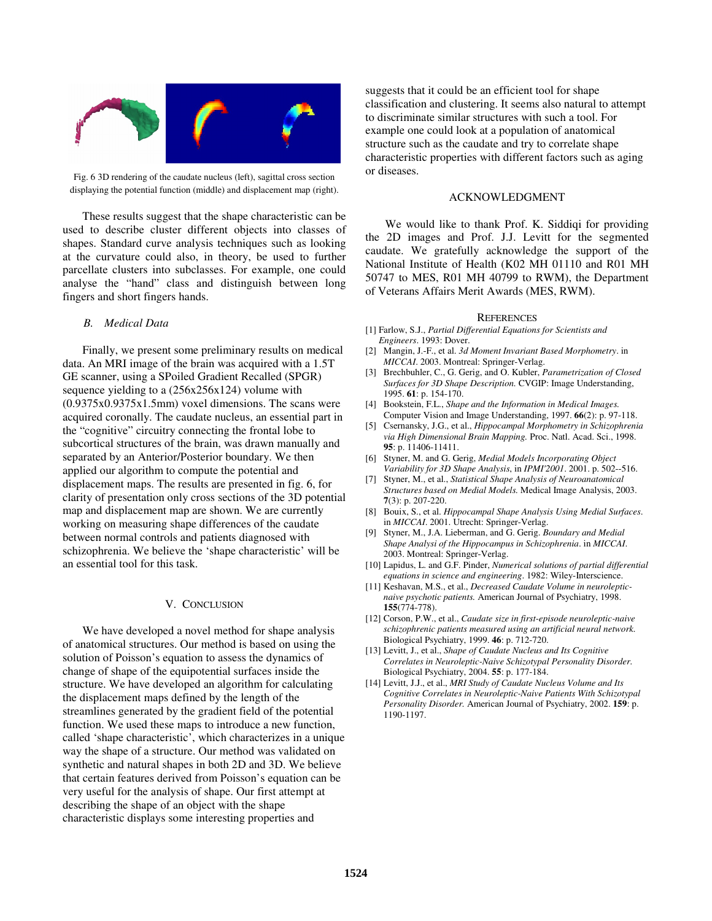Fig. 6 3D rendering of the caudate nucleus (left), sagittal cross section displaying the potential function (middle) and displacement map (right).

These results suggest that the shape characteristic can be used to describe cluster different objects into classes of shapes. Standard curve analysis techniques such as looking at the curvature could also, in theory, be used to further parcellate clusters into subclasses. For example, one could analyse the "hand" class and distinguish between long fingers and short fingers hands.

### B. Medical Data

Finally, we present some preliminary results on medical data. An MRI image of the brain was acquired with a 1.5T GE scanner, using a SPoiled Gradient Recalled (SPGR) sequence yielding to a (256x256x124) volume with (0.9375x0.9375x1.5mm) voxel dimensions. The scans were acquired coronally. The caudate nucleus, an essential part in the "cognitive" circuitry connecting the frontal lobe to subcortical structures of the brain, was drawn manually and separated by an Anterior/Posterior boundary. We then applied our algorithm to compute the potential and displacement maps. The results are presented in fig. 6, for clarity of presentation only cross sections of the 3D potential map and displacement map are shown. We are currently working on measuring shape differences of the caudate between normal controls and patients diagnosed with schizophrenia. We believe the 'shape characteristic' will be an essential tool for this task.

## V. Conclusion

We have developed a novel method for shape analysis of anatomical structures. Our method is based on using the solution of Poisson's equation to assess the dynamics of change of shape of the equipotential surfaces inside the structure. We have developed an algorithm for calculating the displacement maps defined by the length of the streamlines generated by the gradient field of the potential function. We used these maps to introduce a new function, called 'shape characteristic', which characterizes in a unique way the shape of a structure. Our method was validated on synthetic and natural shapes in both 2D and 3D. We believe that certain features derived from Poisson's equation can be very useful for the analysis of shape. Our first attempt at describing the shape of an object with the shape characteristic displays some interesting properties and suggests that it could be an efficient tool for shape classification and clustering. It seems also natural to attempt to discriminate similar structures with such a tool. For example one could look at a population of anatomical structure such as the caudate and try to correlate shape characteristic properties with different factors such as aging or diseases.

## Acknowledgment

We would like to thank Prof. K. Siddiqi for providing the 2D images and Prof. J.J. Levitt for the segmented caudate. We gratefully acknowledge the support of the National Institute of Health (K02 MH 01110 and R01 MH 50747 to MES, R01 MH 40799 to RWM), the Department of Veterans Affairs Merit Awards (MES, RWM).

## References

[1] Farlow, S.J., *Partial Differential Equations for Scientists and Engineers*. 1993: Dover.

[2] Mangin, J.-F., et al. *3d Moment Invariant Based Morphometry*. in *MICCAI*. 2003. Montreal: Springer-Verlag.

[3] Brechbuhler, C., G. Gerig, and O. Kubler, *Parametrization of Closed Surfaces for 3D Shape Description.* CVGIP: Image Understanding, 1995. **61**: p. 154-170.

[4] Bookstein, F.L., *Shape and the Information in Medical Images.* Computer Vision and Image Understanding, 1997. **66**(2): p. 97-118.

[5] Csernansky, J.G., et al., *Hippocampal Morphometry in Schizophrenia via High Dimensional Brain Mapping.* Proc. Natl. Acad. Sci., 1998. **95**: p. 11406-11411.

[6] Styner, M. and G. Gerig, *Medial Models Incorporating Object Variability for 3D Shape Analysis*, in *IPMI'2001*. 2001. p. 502--516.

[7] Styner, M., et al., *Statistical Shape Analysis of Neuroanatomical Structures based on Medial Models.* Medical Image Analysis, 2003. **7**(3): p. 207-220.

[8] Bouix, S., et al. *Hippocampal Shape Analysis Using Medial Surfaces*. in *MICCAI*. 2001. Utrecht: Springer-Verlag.

[9] Styner, M., J.A. Lieberman, and G. Gerig. *Boundary and Medial Shape Analysi of the Hippocampus in Schizophrenia*. in *MICCAI*. 2003. Montreal: Springer-Verlag.

[10] Lapidus, L. and G.F. Pinder, *Numerical solutions of partial differential equations in science and engineering*. 1982: Wiley-Interscience.

[11] Keshavan, M.S., et al., *Decreased Caudate Volume in neuroleptic-naive psychotic patients.* American Journal of Psychiatry, 1998. **155**(774-778).

[12] Corson, P.W., et al., *Caudate size in first-episode neuroleptic-naive schizophrenic patients measured using an artificial neural network.* Biological Psychiatry, 1999. **46**: p. 712-720.

[13] Levitt, J., et al., *Shape of Caudate Nucleus and Its Cognitive Correlates in Neuroleptic-Naive Schizotypal Personality Disorder.* Biological Psychiatry, 2004. **55**: p. 177-184.

[14] Levitt, J.J., et al., *MRI Study of Caudate Nucleus Volume and Its Cognitive Correlates in Neuroleptic-Naive Patients With Schizotypal Personality Disorder.* American Journal of Psychiatry, 2002. **159**: p. 1190-1197.